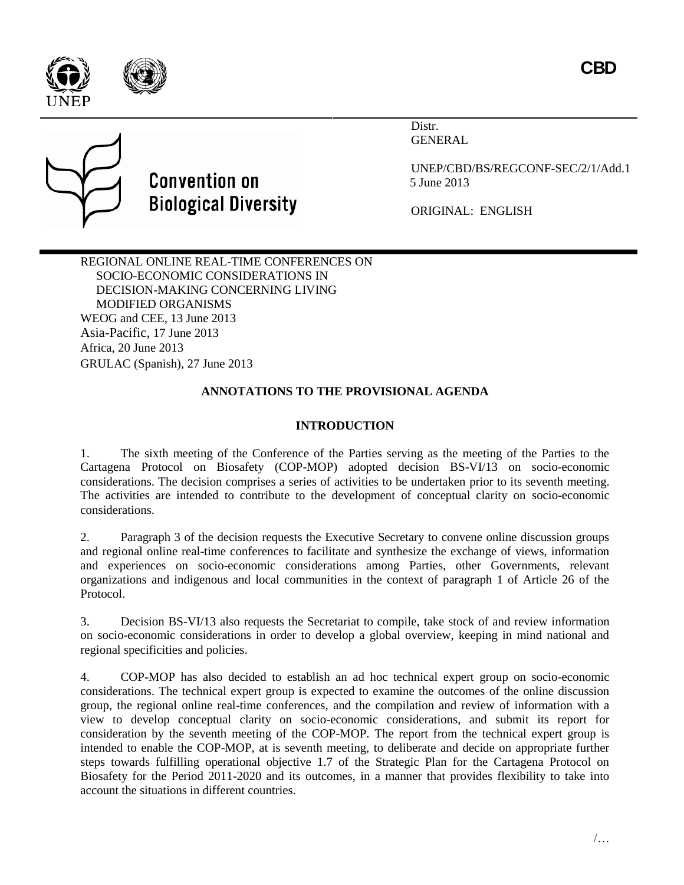CBD

Convention on Biological Diversity

Distr.
GENERAL

UNEP/CBD/BS/REGCONF-SEC/2/1/Add.1
5 June 2013

ORIGINAL: ENGLISH

REGIONAL ONLINE REAL-TIME CONFERENCES ON SOCIO-ECONOMIC CONSIDERATIONS IN DECISION-MAKING CONCERNING LIVING MODIFIED ORGANISMS
WEOG and CEE, 13 June 2013
Asia-Pacific, 17 June 2013
Africa, 20 June 2013
GRULAC (Spanish), 27 June 2013

# ANNOTATIONS TO THE PROVISIONAL AGENDA

## INTRODUCTION

1. The sixth meeting of the Conference of the Parties serving as the meeting of the Parties to the Cartagena Protocol on Biosafety (COP-MOP) adopted decision BS-VI/13 on socio-economic considerations. The decision comprises a series of activities to be undertaken prior to its seventh meeting. The activities are intended to contribute to the development of conceptual clarity on socio-economic considerations.

2. Paragraph 3 of the decision requests the Executive Secretary to convene online discussion groups and regional online real-time conferences to facilitate and synthesize the exchange of views, information and experiences on socio-economic considerations among Parties, other Governments, relevant organizations and indigenous and local communities in the context of paragraph 1 of Article 26 of the Protocol.

3. Decision BS-VI/13 also requests the Secretariat to compile, take stock of and review information on socio-economic considerations in order to develop a global overview, keeping in mind national and regional specificities and policies.

4. COP-MOP has also decided to establish an ad hoc technical expert group on socio-economic considerations. The technical expert group is expected to examine the outcomes of the online discussion group, the regional online real-time conferences, and the compilation and review of information with a view to develop conceptual clarity on socio-economic considerations, and submit its report for consideration by the seventh meeting of the COP-MOP. The report from the technical expert group is intended to enable the COP-MOP, at is seventh meeting, to deliberate and decide on appropriate further steps towards fulfilling operational objective 1.7 of the Strategic Plan for the Cartagena Protocol on Biosafety for the Period 2011-2020 and its outcomes, in a manner that provides flexibility to take into account the situations in different countries.

/…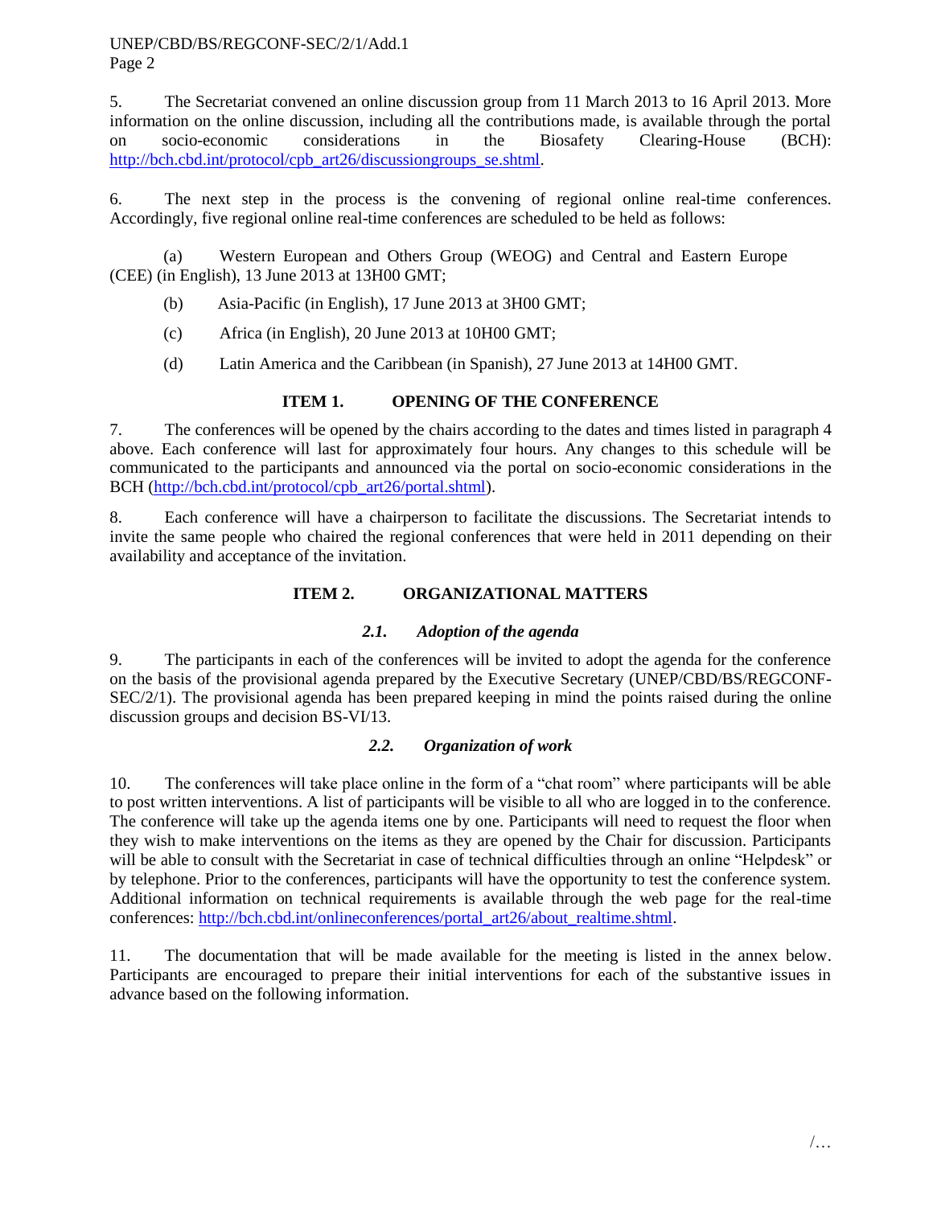5. The Secretariat convened an online discussion group from 11 March 2013 to 16 April 2013. More information on the online discussion, including all the contributions made, is available through the portal on socio-economic considerations in the Biosafety Clearing-House (BCH): http://bch.cbd.int/protocol/cpb_art26/discussiongroups_se.shtml.

6. The next step in the process is the convening of regional online real-time conferences. Accordingly, five regional online real-time conferences are scheduled to be held as follows:

(a) Western European and Others Group (WEOG) and Central and Eastern Europe (CEE) (in English), 13 June 2013 at 13H00 GMT;

(b) Asia-Pacific (in English), 17 June 2013 at 3H00 GMT;

(c) Africa (in English), 20 June 2013 at 10H00 GMT;

(d) Latin America and the Caribbean (in Spanish), 27 June 2013 at 14H00 GMT.

## ITEM 1. OPENING OF THE CONFERENCE

7. The conferences will be opened by the chairs according to the dates and times listed in paragraph 4 above. Each conference will last for approximately four hours. Any changes to this schedule will be communicated to the participants and announced via the portal on socio-economic considerations in the BCH (http://bch.cbd.int/protocol/cpb_art26/portal.shtml).

8. Each conference will have a chairperson to facilitate the discussions. The Secretariat intends to invite the same people who chaired the regional conferences that were held in 2011 depending on their availability and acceptance of the invitation.

## ITEM 2. ORGANIZATIONAL MATTERS

### *2.1. Adoption of the agenda*

9. The participants in each of the conferences will be invited to adopt the agenda for the conference on the basis of the provisional agenda prepared by the Executive Secretary (UNEP/CBD/BS/REGCONF-SEC/2/1). The provisional agenda has been prepared keeping in mind the points raised during the online discussion groups and decision BS-VI/13.

### *2.2. Organization of work*

10. The conferences will take place online in the form of a "chat room" where participants will be able to post written interventions. A list of participants will be visible to all who are logged in to the conference. The conference will take up the agenda items one by one. Participants will need to request the floor when they wish to make interventions on the items as they are opened by the Chair for discussion. Participants will be able to consult with the Secretariat in case of technical difficulties through an online "Helpdesk" or by telephone. Prior to the conferences, participants will have the opportunity to test the conference system. Additional information on technical requirements is available through the web page for the real-time conferences: http://bch.cbd.int/onlineconferences/portal_art26/about_realtime.shtml.

11. The documentation that will be made available for the meeting is listed in the annex below. Participants are encouraged to prepare their initial interventions for each of the substantive issues in advance based on the following information.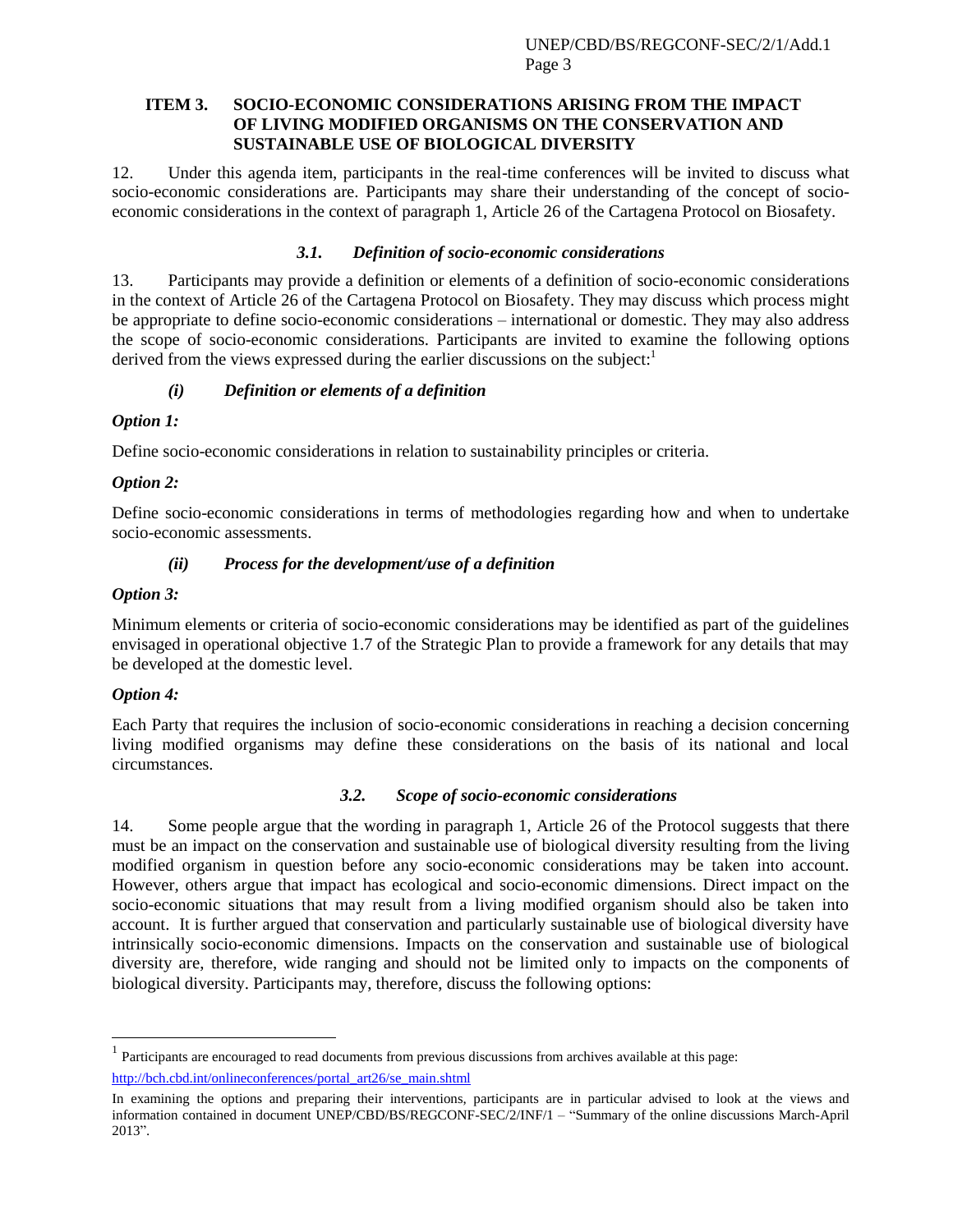## ITEM 3. SOCIO-ECONOMIC CONSIDERATIONS ARISING FROM THE IMPACT OF LIVING MODIFIED ORGANISMS ON THE CONSERVATION AND SUSTAINABLE USE OF BIOLOGICAL DIVERSITY

12. Under this agenda item, participants in the real-time conferences will be invited to discuss what socio-economic considerations are. Participants may share their understanding of the concept of socio-economic considerations in the context of paragraph 1, Article 26 of the Cartagena Protocol on Biosafety.

### *3.1. Definition of socio-economic considerations*

13. Participants may provide a definition or elements of a definition of socio-economic considerations in the context of Article 26 of the Cartagena Protocol on Biosafety. They may discuss which process might be appropriate to define socio-economic considerations – international or domestic. They may also address the scope of socio-economic considerations. Participants are invited to examine the following options derived from the views expressed during the earlier discussions on the subject:[1]

#### *(i) Definition or elements of a definition*

***Option 1:***

Define socio-economic considerations in relation to sustainability principles or criteria.

***Option 2:***

Define socio-economic considerations in terms of methodologies regarding how and when to undertake socio-economic assessments.

#### *(ii) Process for the development/use of a definition*

***Option 3:***

Minimum elements or criteria of socio-economic considerations may be identified as part of the guidelines envisaged in operational objective 1.7 of the Strategic Plan to provide a framework for any details that may be developed at the domestic level.

***Option 4:***

Each Party that requires the inclusion of socio-economic considerations in reaching a decision concerning living modified organisms may define these considerations on the basis of its national and local circumstances.

### *3.2. Scope of socio-economic considerations*

14. Some people argue that the wording in paragraph 1, Article 26 of the Protocol suggests that there must be an impact on the conservation and sustainable use of biological diversity resulting from the living modified organism in question before any socio-economic considerations may be taken into account. However, others argue that impact has ecological and socio-economic dimensions. Direct impact on the socio-economic situations that may result from a living modified organism should also be taken into account. It is further argued that conservation and particularly sustainable use of biological diversity have intrinsically socio-economic dimensions. Impacts on the conservation and sustainable use of biological diversity are, therefore, wide ranging and should not be limited only to impacts on the components of biological diversity. Participants may, therefore, discuss the following options:

---

[1] Participants are encouraged to read documents from previous discussions from archives available at this page: http://bch.cbd.int/onlineconferences/portal_art26/se_main.shtml

In examining the options and preparing their interventions, participants are in particular advised to look at the views and information contained in document UNEP/CBD/BS/REGCONF-SEC/2/INF/1 – "Summary of the online discussions March-April 2013".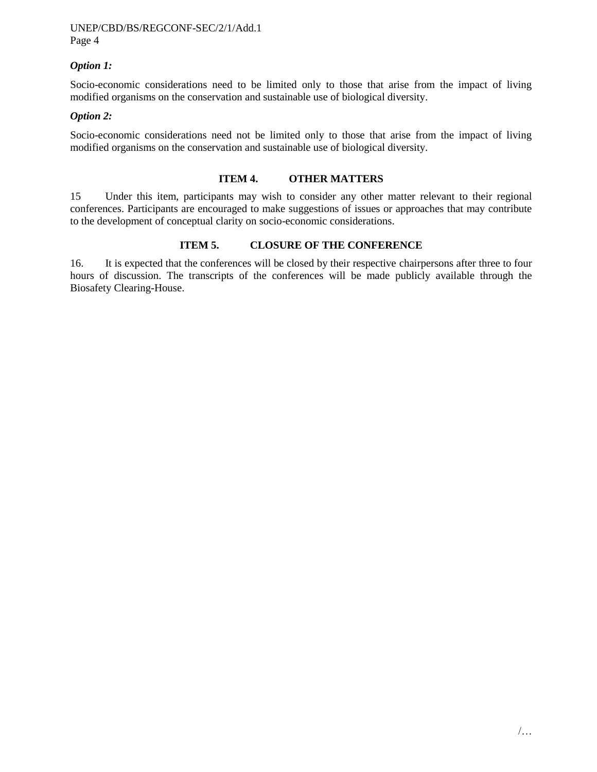*Option 1:*

Socio-economic considerations need to be limited only to those that arise from the impact of living modified organisms on the conservation and sustainable use of biological diversity.

*Option 2:*

Socio-economic considerations need not be limited only to those that arise from the impact of living modified organisms on the conservation and sustainable use of biological diversity.

## ITEM 4. OTHER MATTERS

15 Under this item, participants may wish to consider any other matter relevant to their regional conferences. Participants are encouraged to make suggestions of issues or approaches that may contribute to the development of conceptual clarity on socio-economic considerations.

## ITEM 5. CLOSURE OF THE CONFERENCE

16. It is expected that the conferences will be closed by their respective chairpersons after three to four hours of discussion. The transcripts of the conferences will be made publicly available through the Biosafety Clearing-House.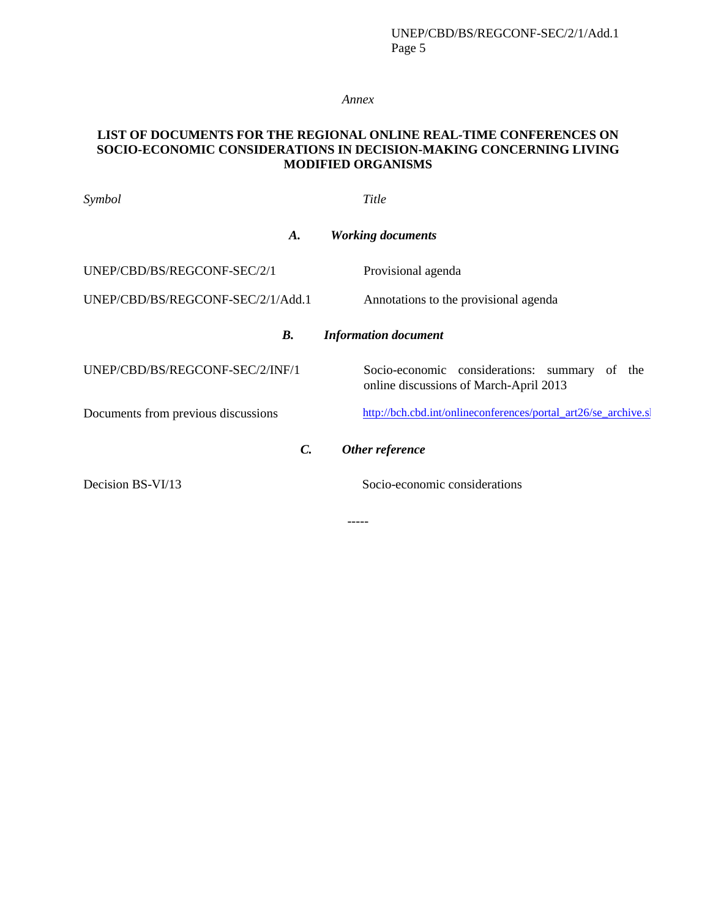*Annex*

**LIST OF DOCUMENTS FOR THE REGIONAL ONLINE REAL-TIME CONFERENCES ON SOCIO-ECONOMIC CONSIDERATIONS IN DECISION-MAKING CONCERNING LIVING MODIFIED ORGANISMS**

| *Symbol* | *Title* |
|---|---|
| ***A. Working documents*** | |
| UNEP/CBD/BS/REGCONF-SEC/2/1 | Provisional agenda |
| UNEP/CBD/BS/REGCONF-SEC/2/1/Add.1 | Annotations to the provisional agenda |
| ***B. Information document*** | |
| UNEP/CBD/BS/REGCONF-SEC/2/INF/1 | Socio-economic considerations: summary of the online discussions of March-April 2013 |
| Documents from previous discussions | http://bch.cbd.int/onlineconferences/portal_art26/se_archive.s |
| ***C. Other reference*** | |
| Decision BS-VI/13 | Socio-economic considerations |

-----